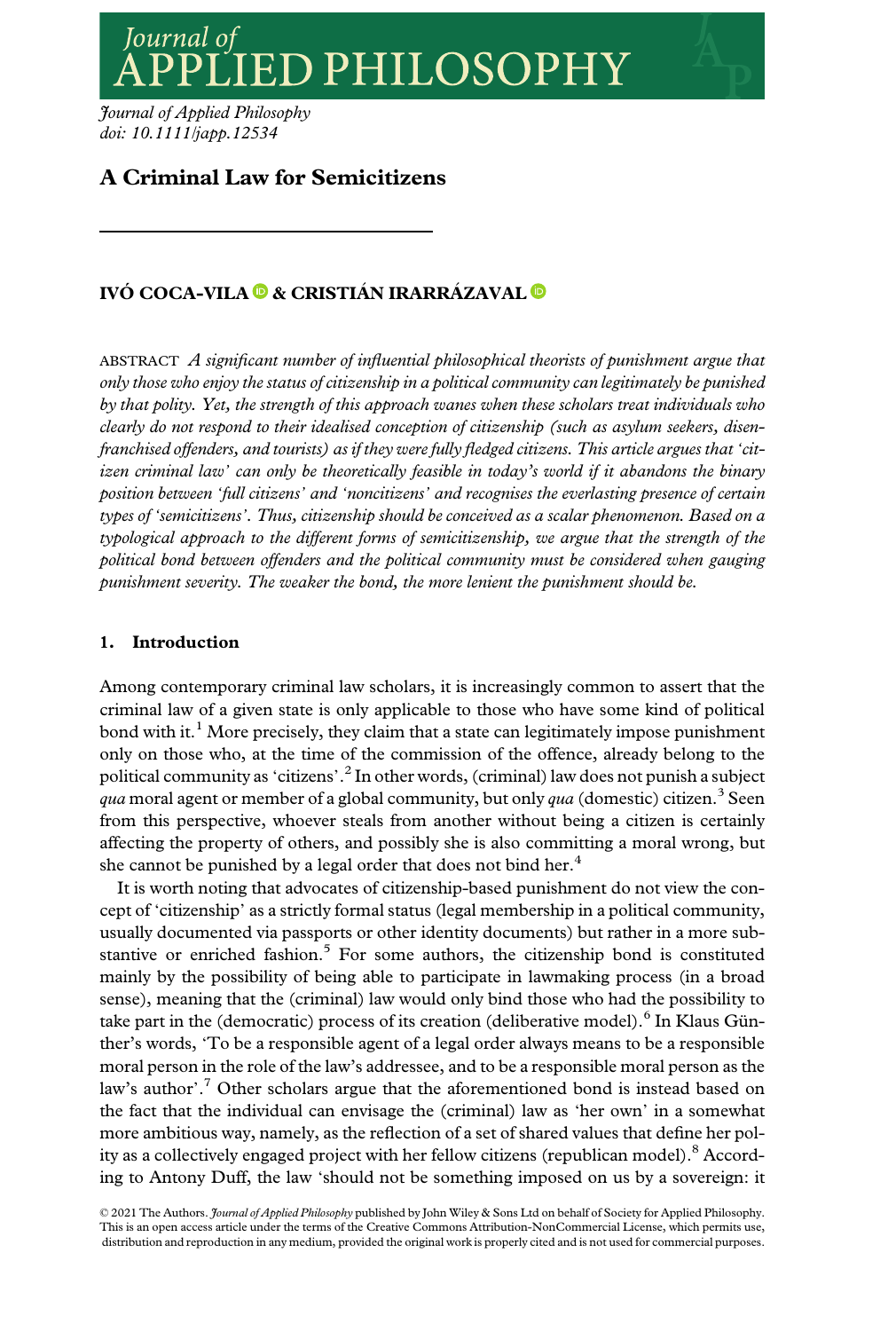# A Criminal Law for Semicitizens

**IVÓ COCA-VILA & CRISTIÁN IRRARÁZAVAL**

ABSTRACT *A significant number of influential philosophical theorists of punishment argue that only those who enjoy the status of citizenship in a political community can legitimately be punished by that polity. Yet, the strength of this approach wanes when these scholars treat individuals who clearly do not respond to their idealised conception of citizenship (such as asylum seekers, disenfranchised offenders, and tourists) as if they were fully fledged citizens. This article argues that 'citizen criminal law' can only be theoretically feasible in today's world if it abandons the binary position between 'full citizens' and 'noncitizens' and recognises the everlasting presence of certain types of 'semicitizens'. Thus, citizenship should be conceived as a scalar phenomenon. Based on a typological approach to the different forms of semicitizenship, we argue that the strength of the political bond between offenders and the political community must be considered when gauging punishment severity. The weaker the bond, the more lenient the punishment should be.*

## 1. Introduction

Among contemporary criminal law scholars, it is increasingly common to assert that the criminal law of a given state is only applicable to those who have some kind of political bond with it.[1] More precisely, they claim that a state can legitimately impose punishment only on those who, at the time of the commission of the offence, already belong to the political community as 'citizens'.[2] In other words, (criminal) law does not punish a subject *qua* moral agent or member of a global community, but only *qua* (domestic) citizen.[3] Seen from this perspective, whoever steals from another without being a citizen is certainly affecting the property of others, and possibly she is also committing a moral wrong, but she cannot be punished by a legal order that does not bind her.[4]

It is worth noting that advocates of citizenship-based punishment do not view the concept of 'citizenship' as a strictly formal status (legal membership in a political community, usually documented via passports or other identity documents) but rather in a more substantive or enriched fashion.[5] For some authors, the citizenship bond is constituted mainly by the possibility of being able to participate in lawmaking process (in a broad sense), meaning that the (criminal) law would only bind those who had the possibility to take part in the (democratic) process of its creation (deliberative model).[6] In Klaus Günther's words, 'To be a responsible agent of a legal order always means to be a responsible moral person in the role of the law's addressee, and to be a responsible moral person as the law's author'.[7] Other scholars argue that the aforementioned bond is instead based on the fact that the individual can envisage the (criminal) law as 'her own' in a somewhat more ambitious way, namely, as the reflection of a set of shared values that define her polity as a collectively engaged project with her fellow citizens (republican model).[8] According to Antony Duff, the law 'should not be something imposed on us by a sovereign: it

© 2021 The Authors. *Journal of Applied Philosophy* published by John Wiley & Sons Ltd on behalf of Society for Applied Philosophy. This is an open access article under the terms of the Creative Commons Attribution-NonCommercial License, which permits use, distribution and reproduction in any medium, provided the original work is properly cited and is not used for commercial purposes.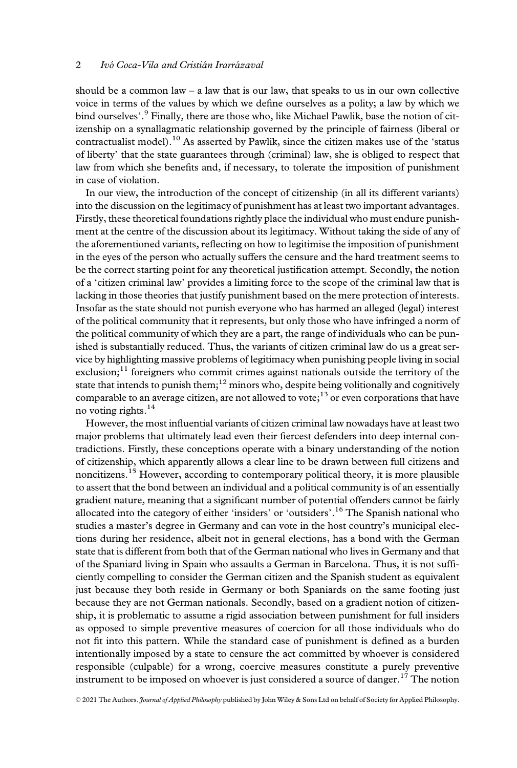should be a common law – a law that is our law, that speaks to us in our own collective voice in terms of the values by which we define ourselves as a polity; a law by which we bind ourselves'.[9] Finally, there are those who, like Michael Pawlik, base the notion of citizenship on a synallagmatic relationship governed by the principle of fairness (liberal or contractualist model).[10] As asserted by Pawlik, since the citizen makes use of the 'status of liberty' that the state guarantees through (criminal) law, she is obliged to respect that law from which she benefits and, if necessary, to tolerate the imposition of punishment in case of violation.

In our view, the introduction of the concept of citizenship (in all its different variants) into the discussion on the legitimacy of punishment has at least two important advantages. Firstly, these theoretical foundations rightly place the individual who must endure punishment at the centre of the discussion about its legitimacy. Without taking the side of any of the aforementioned variants, reflecting on how to legitimise the imposition of punishment in the eyes of the person who actually suffers the censure and the hard treatment seems to be the correct starting point for any theoretical justification attempt. Secondly, the notion of a 'citizen criminal law' provides a limiting force to the scope of the criminal law that is lacking in those theories that justify punishment based on the mere protection of interests. Insofar as the state should not punish everyone who has harmed an alleged (legal) interest of the political community that it represents, but only those who have infringed a norm of the political community of which they are a part, the range of individuals who can be punished is substantially reduced. Thus, the variants of citizen criminal law do us a great service by highlighting massive problems of legitimacy when punishing people living in social exclusion;[11] foreigners who commit crimes against nationals outside the territory of the state that intends to punish them;[12] minors who, despite being volitionally and cognitively comparable to an average citizen, are not allowed to vote;[13] or even corporations that have no voting rights.[14]

However, the most influential variants of citizen criminal law nowadays have at least two major problems that ultimately lead even their fiercest defenders into deep internal contradictions. Firstly, these conceptions operate with a binary understanding of the notion of citizenship, which apparently allows a clear line to be drawn between full citizens and noncitizens.[15] However, according to contemporary political theory, it is more plausible to assert that the bond between an individual and a political community is of an essentially gradient nature, meaning that a significant number of potential offenders cannot be fairly allocated into the category of either 'insiders' or 'outsiders'.[16] The Spanish national who studies a master's degree in Germany and can vote in the host country's municipal elections during her residence, albeit not in general elections, has a bond with the German state that is different from both that of the German national who lives in Germany and that of the Spaniard living in Spain who assaults a German in Barcelona. Thus, it is not sufficiently compelling to consider the German citizen and the Spanish student as equivalent just because they both reside in Germany or both Spaniards on the same footing just because they are not German nationals. Secondly, based on a gradient notion of citizenship, it is problematic to assume a rigid association between punishment for full insiders as opposed to simple preventive measures of coercion for all those individuals who do not fit into this pattern. While the standard case of punishment is defined as a burden intentionally imposed by a state to censure the act committed by whoever is considered responsible (culpable) for a wrong, coercive measures constitute a purely preventive instrument to be imposed on whoever is just considered a source of danger.[17] The notion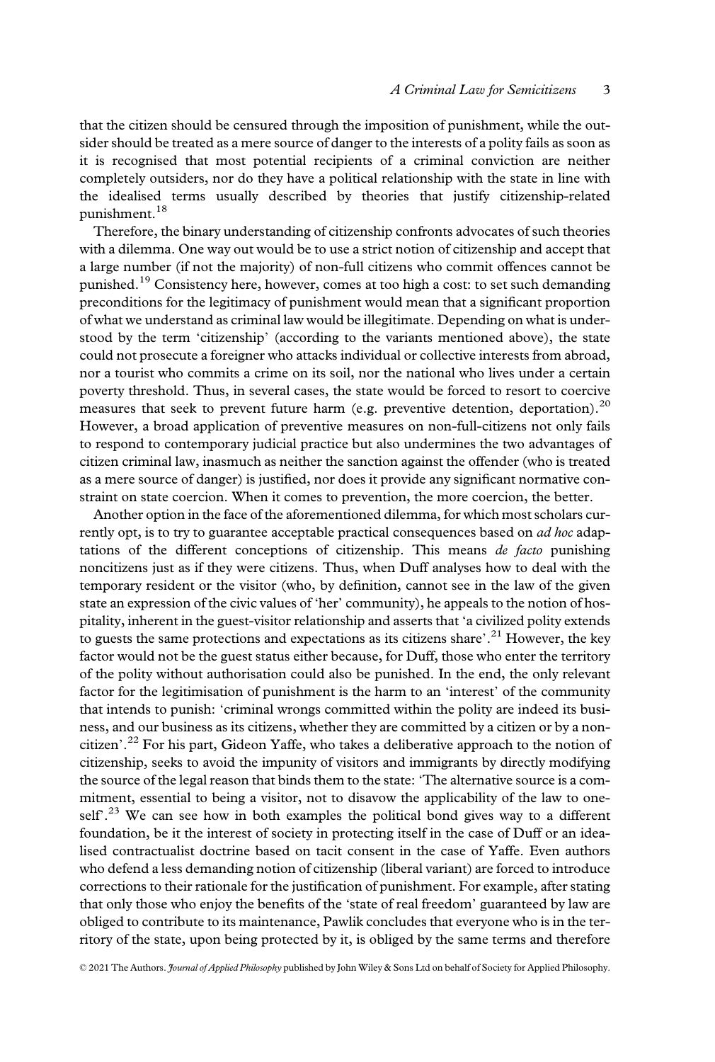that the citizen should be censured through the imposition of punishment, while the outsider should be treated as a mere source of danger to the interests of a polity fails as soon as it is recognised that most potential recipients of a criminal conviction are neither completely outsiders, nor do they have a political relationship with the state in line with the idealised terms usually described by theories that justify citizenship-related punishment.[18]

Therefore, the binary understanding of citizenship confronts advocates of such theories with a dilemma. One way out would be to use a strict notion of citizenship and accept that a large number (if not the majority) of non-full citizens who commit offences cannot be punished.[19] Consistency here, however, comes at too high a cost: to set such demanding preconditions for the legitimacy of punishment would mean that a significant proportion of what we understand as criminal law would be illegitimate. Depending on what is understood by the term 'citizenship' (according to the variants mentioned above), the state could not prosecute a foreigner who attacks individual or collective interests from abroad, nor a tourist who commits a crime on its soil, nor the national who lives under a certain poverty threshold. Thus, in several cases, the state would be forced to resort to coercive measures that seek to prevent future harm (e.g. preventive detention, deportation).[20] However, a broad application of preventive measures on non-full-citizens not only fails to respond to contemporary judicial practice but also undermines the two advantages of citizen criminal law, inasmuch as neither the sanction against the offender (who is treated as a mere source of danger) is justified, nor does it provide any significant normative constraint on state coercion. When it comes to prevention, the more coercion, the better.

Another option in the face of the aforementioned dilemma, for which most scholars currently opt, is to try to guarantee acceptable practical consequences based on *ad hoc* adaptations of the different conceptions of citizenship. This means *de facto* punishing noncitizens just as if they were citizens. Thus, when Duff analyses how to deal with the temporary resident or the visitor (who, by definition, cannot see in the law of the given state an expression of the civic values of 'her' community), he appeals to the notion of hospitality, inherent in the guest-visitor relationship and asserts that 'a civilized polity extends to guests the same protections and expectations as its citizens share'.[21] However, the key factor would not be the guest status either because, for Duff, those who enter the territory of the polity without authorisation could also be punished. In the end, the only relevant factor for the legitimisation of punishment is the harm to an 'interest' of the community that intends to punish: 'criminal wrongs committed within the polity are indeed its business, and our business as its citizens, whether they are committed by a citizen or by a noncitizen'.[22] For his part, Gideon Yaffe, who takes a deliberative approach to the notion of citizenship, seeks to avoid the impunity of visitors and immigrants by directly modifying the source of the legal reason that binds them to the state: 'The alternative source is a commitment, essential to being a visitor, not to disavow the applicability of the law to oneself'.[23] We can see how in both examples the political bond gives way to a different foundation, be it the interest of society in protecting itself in the case of Duff or an idealised contractualist doctrine based on tacit consent in the case of Yaffe. Even authors who defend a less demanding notion of citizenship (liberal variant) are forced to introduce corrections to their rationale for the justification of punishment. For example, after stating that only those who enjoy the benefits of the 'state of real freedom' guaranteed by law are obliged to contribute to its maintenance, Pawlik concludes that everyone who is in the territory of the state, upon being protected by it, is obliged by the same terms and therefore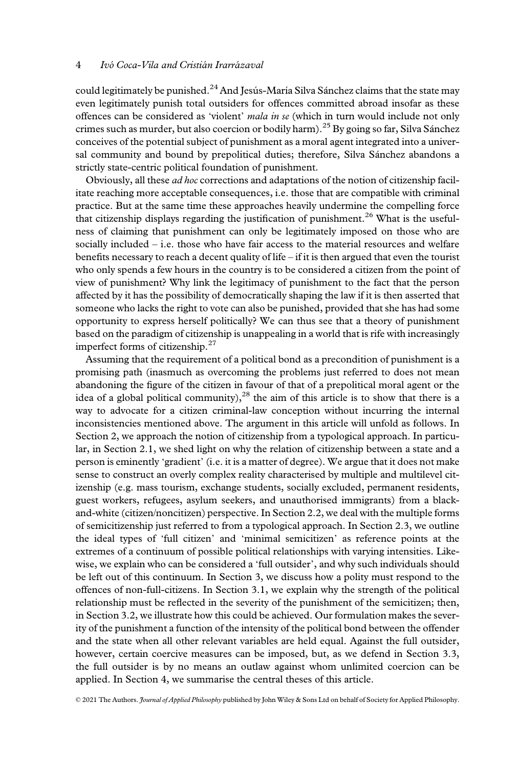could legitimately be punished.[24] And Jesús-María Silva Sánchez claims that the state may even legitimately punish total outsiders for offences committed abroad insofar as these offences can be considered as 'violent' *mala in se* (which in turn would include not only crimes such as murder, but also coercion or bodily harm).[25] By going so far, Silva Sánchez conceives of the potential subject of punishment as a moral agent integrated into a universal community and bound by prepolitical duties; therefore, Silva Sánchez abandons a strictly state-centric political foundation of punishment.

Obviously, all these *ad hoc* corrections and adaptations of the notion of citizenship facilitate reaching more acceptable consequences, i.e. those that are compatible with criminal practice. But at the same time these approaches heavily undermine the compelling force that citizenship displays regarding the justification of punishment.[26] What is the usefulness of claiming that punishment can only be legitimately imposed on those who are socially included – i.e. those who have fair access to the material resources and welfare benefits necessary to reach a decent quality of life – if it is then argued that even the tourist who only spends a few hours in the country is to be considered a citizen from the point of view of punishment? Why link the legitimacy of punishment to the fact that the person affected by it has the possibility of democratically shaping the law if it is then asserted that someone who lacks the right to vote can also be punished, provided that she has had some opportunity to express herself politically? We can thus see that a theory of punishment based on the paradigm of citizenship is unappealing in a world that is rife with increasingly imperfect forms of citizenship.[27]

Assuming that the requirement of a political bond as a precondition of punishment is a promising path (inasmuch as overcoming the problems just referred to does not mean abandoning the figure of the citizen in favour of that of a prepolitical moral agent or the idea of a global political community),[28] the aim of this article is to show that there is a way to advocate for a citizen criminal-law conception without incurring the internal inconsistencies mentioned above. The argument in this article will unfold as follows. In Section 2, we approach the notion of citizenship from a typological approach. In particular, in Section 2.1, we shed light on why the relation of citizenship between a state and a person is eminently 'gradient' (i.e. it is a matter of degree). We argue that it does not make sense to construct an overly complex reality characterised by multiple and multilevel citizenship (e.g. mass tourism, exchange students, socially excluded, permanent residents, guest workers, refugees, asylum seekers, and unauthorised immigrants) from a black-and-white (citizen/noncitizen) perspective. In Section 2.2, we deal with the multiple forms of semicitizenship just referred to from a typological approach. In Section 2.3, we outline the ideal types of 'full citizen' and 'minimal semicitizen' as reference points at the extremes of a continuum of possible political relationships with varying intensities. Likewise, we explain who can be considered a 'full outsider', and why such individuals should be left out of this continuum. In Section 3, we discuss how a polity must respond to the offences of non-full-citizens. In Section 3.1, we explain why the strength of the political relationship must be reflected in the severity of the punishment of the semicitizen; then, in Section 3.2, we illustrate how this could be achieved. Our formulation makes the severity of the punishment a function of the intensity of the political bond between the offender and the state when all other relevant variables are held equal. Against the full outsider, however, certain coercive measures can be imposed, but, as we defend in Section 3.3, the full outsider is by no means an outlaw against whom unlimited coercion can be applied. In Section 4, we summarise the central theses of this article.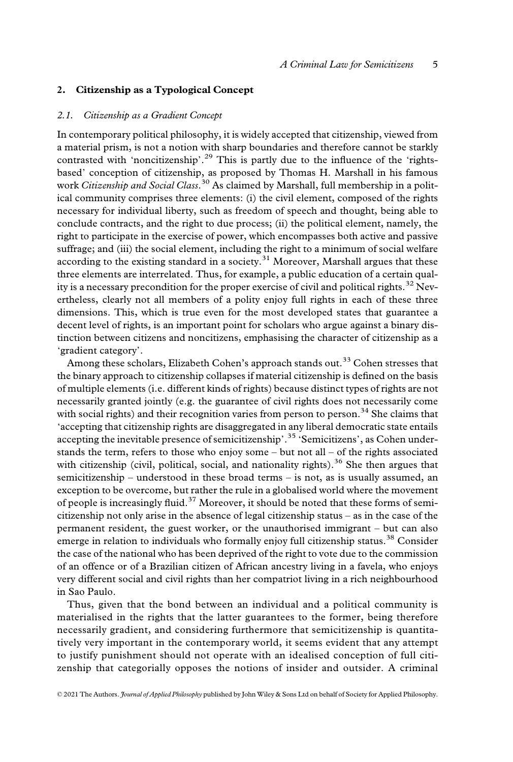## 2. Citizenship as a Typological Concept

### 2.1. Citizenship as a Gradient Concept

In contemporary political philosophy, it is widely accepted that citizenship, viewed from a material prism, is not a notion with sharp boundaries and therefore cannot be starkly contrasted with 'noncitizenship'.[29] This is partly due to the influence of the 'rights-based' conception of citizenship, as proposed by Thomas H. Marshall in his famous work *Citizenship and Social Class*.[30] As claimed by Marshall, full membership in a political community comprises three elements: (i) the civil element, composed of the rights necessary for individual liberty, such as freedom of speech and thought, being able to conclude contracts, and the right to due process; (ii) the political element, namely, the right to participate in the exercise of power, which encompasses both active and passive suffrage; and (iii) the social element, including the right to a minimum of social welfare according to the existing standard in a society.[31] Moreover, Marshall argues that these three elements are interrelated. Thus, for example, a public education of a certain quality is a necessary precondition for the proper exercise of civil and political rights.[32] Nevertheless, clearly not all members of a polity enjoy full rights in each of these three dimensions. This, which is true even for the most developed states that guarantee a decent level of rights, is an important point for scholars who argue against a binary distinction between citizens and noncitizens, emphasising the character of citizenship as a 'gradient category'.

Among these scholars, Elizabeth Cohen's approach stands out.[33] Cohen stresses that the binary approach to citizenship collapses if material citizenship is defined on the basis of multiple elements (i.e. different kinds of rights) because distinct types of rights are not necessarily granted jointly (e.g. the guarantee of civil rights does not necessarily come with social rights) and their recognition varies from person to person.[34] She claims that 'accepting that citizenship rights are disaggregated in any liberal democratic state entails accepting the inevitable presence of semicitizenship'.[35] 'Semicitizens', as Cohen understands the term, refers to those who enjoy some – but not all – of the rights associated with citizenship (civil, political, social, and nationality rights).[36] She then argues that semicitizenship – understood in these broad terms – is not, as is usually assumed, an exception to be overcome, but rather the rule in a globalised world where the movement of people is increasingly fluid.[37] Moreover, it should be noted that these forms of semicitizenship not only arise in the absence of legal citizenship status – as in the case of the permanent resident, the guest worker, or the unauthorised immigrant – but can also emerge in relation to individuals who formally enjoy full citizenship status.[38] Consider the case of the national who has been deprived of the right to vote due to the commission of an offence or of a Brazilian citizen of African ancestry living in a favela, who enjoys very different social and civil rights than her compatriot living in a rich neighbourhood in Sao Paulo.

Thus, given that the bond between an individual and a political community is materialised in the rights that the latter guarantees to the former, being therefore necessarily gradient, and considering furthermore that semicitizenship is quantitatively very important in the contemporary world, it seems evident that any attempt to justify punishment should not operate with an idealised conception of full citizenship that categorially opposes the notions of insider and outsider. A criminal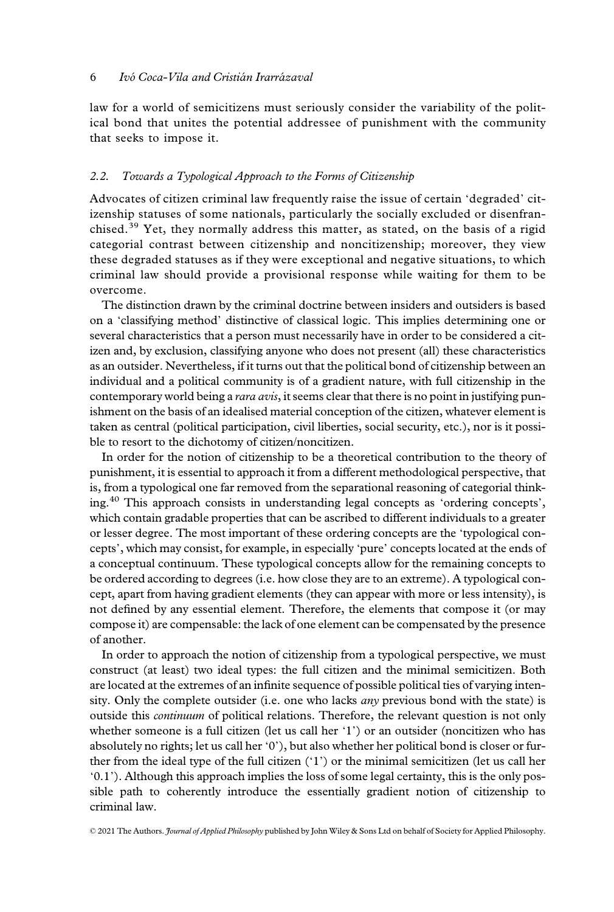law for a world of semicitizens must seriously consider the variability of the political bond that unites the potential addressee of punishment with the community that seeks to impose it.

### 2.2. *Towards a Typological Approach to the Forms of Citizenship*

Advocates of citizen criminal law frequently raise the issue of certain 'degraded' citizenship statuses of some nationals, particularly the socially excluded or disenfranchised.[39] Yet, they normally address this matter, as stated, on the basis of a rigid categorial contrast between citizenship and noncitizenship; moreover, they view these degraded statuses as if they were exceptional and negative situations, to which criminal law should provide a provisional response while waiting for them to be overcome.

The distinction drawn by the criminal doctrine between insiders and outsiders is based on a 'classifying method' distinctive of classical logic. This implies determining one or several characteristics that a person must necessarily have in order to be considered a citizen and, by exclusion, classifying anyone who does not present (all) these characteristics as an outsider. Nevertheless, if it turns out that the political bond of citizenship between an individual and a political community is of a gradient nature, with full citizenship in the contemporary world being a *rara avis*, it seems clear that there is no point in justifying punishment on the basis of an idealised material conception of the citizen, whatever element is taken as central (political participation, civil liberties, social security, etc.), nor is it possible to resort to the dichotomy of citizen/noncitizen.

In order for the notion of citizenship to be a theoretical contribution to the theory of punishment, it is essential to approach it from a different methodological perspective, that is, from a typological one far removed from the separational reasoning of categorial thinking.[40] This approach consists in understanding legal concepts as 'ordering concepts', which contain gradable properties that can be ascribed to different individuals to a greater or lesser degree. The most important of these ordering concepts are the 'typological concepts', which may consist, for example, in especially 'pure' concepts located at the ends of a conceptual continuum. These typological concepts allow for the remaining concepts to be ordered according to degrees (i.e. how close they are to an extreme). A typological concept, apart from having gradient elements (they can appear with more or less intensity), is not defined by any essential element. Therefore, the elements that compose it (or may compose it) are compensable: the lack of one element can be compensated by the presence of another.

In order to approach the notion of citizenship from a typological perspective, we must construct (at least) two ideal types: the full citizen and the minimal semicitizen. Both are located at the extremes of an infinite sequence of possible political ties of varying intensity. Only the complete outsider (i.e. one who lacks *any* previous bond with the state) is outside this *continuum* of political relations. Therefore, the relevant question is not only whether someone is a full citizen (let us call her '1') or an outsider (noncitizen who has absolutely no rights; let us call her '0'), but also whether her political bond is closer or further from the ideal type of the full citizen ('1') or the minimal semicitizen (let us call her '0.1'). Although this approach implies the loss of some legal certainty, this is the only possible path to coherently introduce the essentially gradient notion of citizenship to criminal law.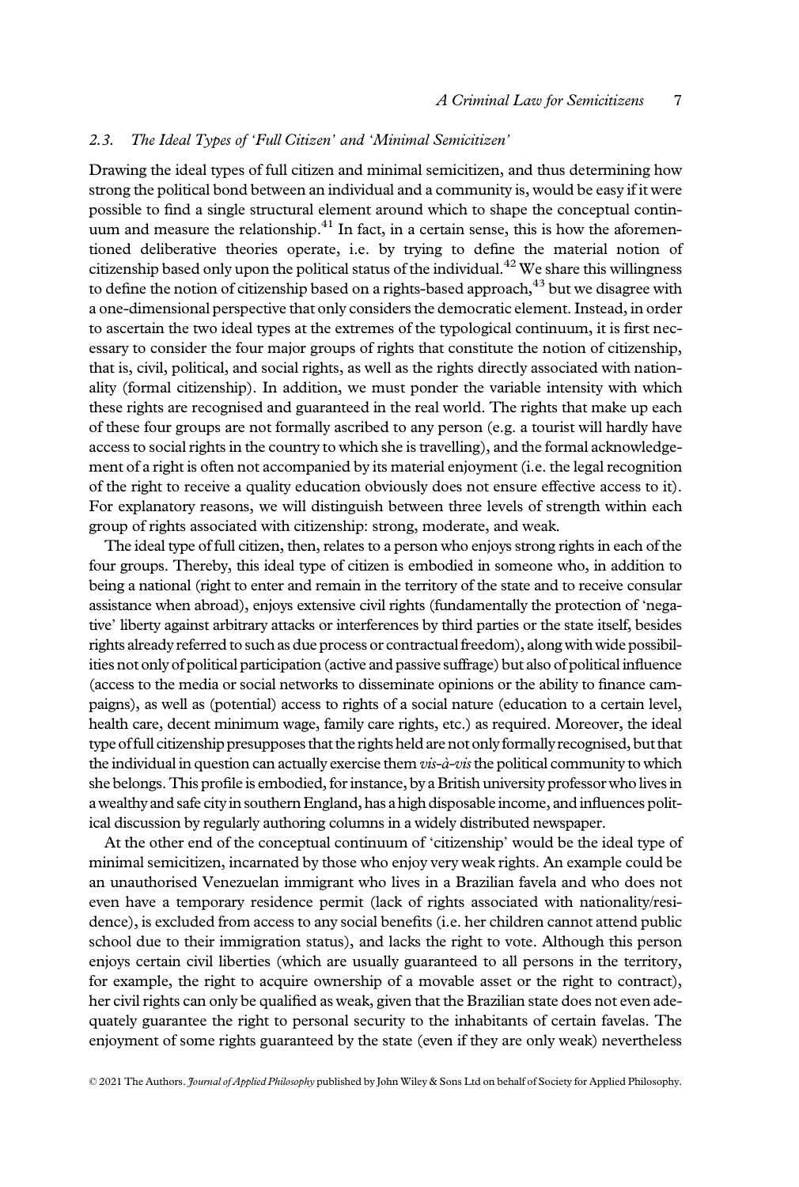### 2.3. The Ideal Types of 'Full Citizen' and 'Minimal Semicitizen'

Drawing the ideal types of full citizen and minimal semicitizen, and thus determining how strong the political bond between an individual and a community is, would be easy if it were possible to find a single structural element around which to shape the conceptual continuum and measure the relationship.[41] In fact, in a certain sense, this is how the aforementioned deliberative theories operate, i.e. by trying to define the material notion of citizenship based only upon the political status of the individual.[42] We share this willingness to define the notion of citizenship based on a rights-based approach,[43] but we disagree with a one-dimensional perspective that only considers the democratic element. Instead, in order to ascertain the two ideal types at the extremes of the typological continuum, it is first necessary to consider the four major groups of rights that constitute the notion of citizenship, that is, civil, political, and social rights, as well as the rights directly associated with nationality (formal citizenship). In addition, we must ponder the variable intensity with which these rights are recognised and guaranteed in the real world. The rights that make up each of these four groups are not formally ascribed to any person (e.g. a tourist will hardly have access to social rights in the country to which she is travelling), and the formal acknowledgement of a right is often not accompanied by its material enjoyment (i.e. the legal recognition of the right to receive a quality education obviously does not ensure effective access to it). For explanatory reasons, we will distinguish between three levels of strength within each group of rights associated with citizenship: strong, moderate, and weak.

The ideal type of full citizen, then, relates to a person who enjoys strong rights in each of the four groups. Thereby, this ideal type of citizen is embodied in someone who, in addition to being a national (right to enter and remain in the territory of the state and to receive consular assistance when abroad), enjoys extensive civil rights (fundamentally the protection of 'negative' liberty against arbitrary attacks or interferences by third parties or the state itself, besides rights already referred to such as due process or contractual freedom), along with wide possibilities not only of political participation (active and passive suffrage) but also of political influence (access to the media or social networks to disseminate opinions or the ability to finance campaigns), as well as (potential) access to rights of a social nature (education to a certain level, health care, decent minimum wage, family care rights, etc.) as required. Moreover, the ideal type of full citizenship presupposes that the rights held are not only formally recognised, but that the individual in question can actually exercise them *vis-à-vis* the political community to which she belongs. This profile is embodied, for instance, by a British university professor who lives in a wealthy and safe city in southern England, has a high disposable income, and influences political discussion by regularly authoring columns in a widely distributed newspaper.

At the other end of the conceptual continuum of 'citizenship' would be the ideal type of minimal semicitizen, incarnated by those who enjoy very weak rights. An example could be an unauthorised Venezuelan immigrant who lives in a Brazilian favela and who does not even have a temporary residence permit (lack of rights associated with nationality/residence), is excluded from access to any social benefits (i.e. her children cannot attend public school due to their immigration status), and lacks the right to vote. Although this person enjoys certain civil liberties (which are usually guaranteed to all persons in the territory, for example, the right to acquire ownership of a movable asset or the right to contract), her civil rights can only be qualified as weak, given that the Brazilian state does not even adequately guarantee the right to personal security to the inhabitants of certain favelas. The enjoyment of some rights guaranteed by the state (even if they are only weak) nevertheless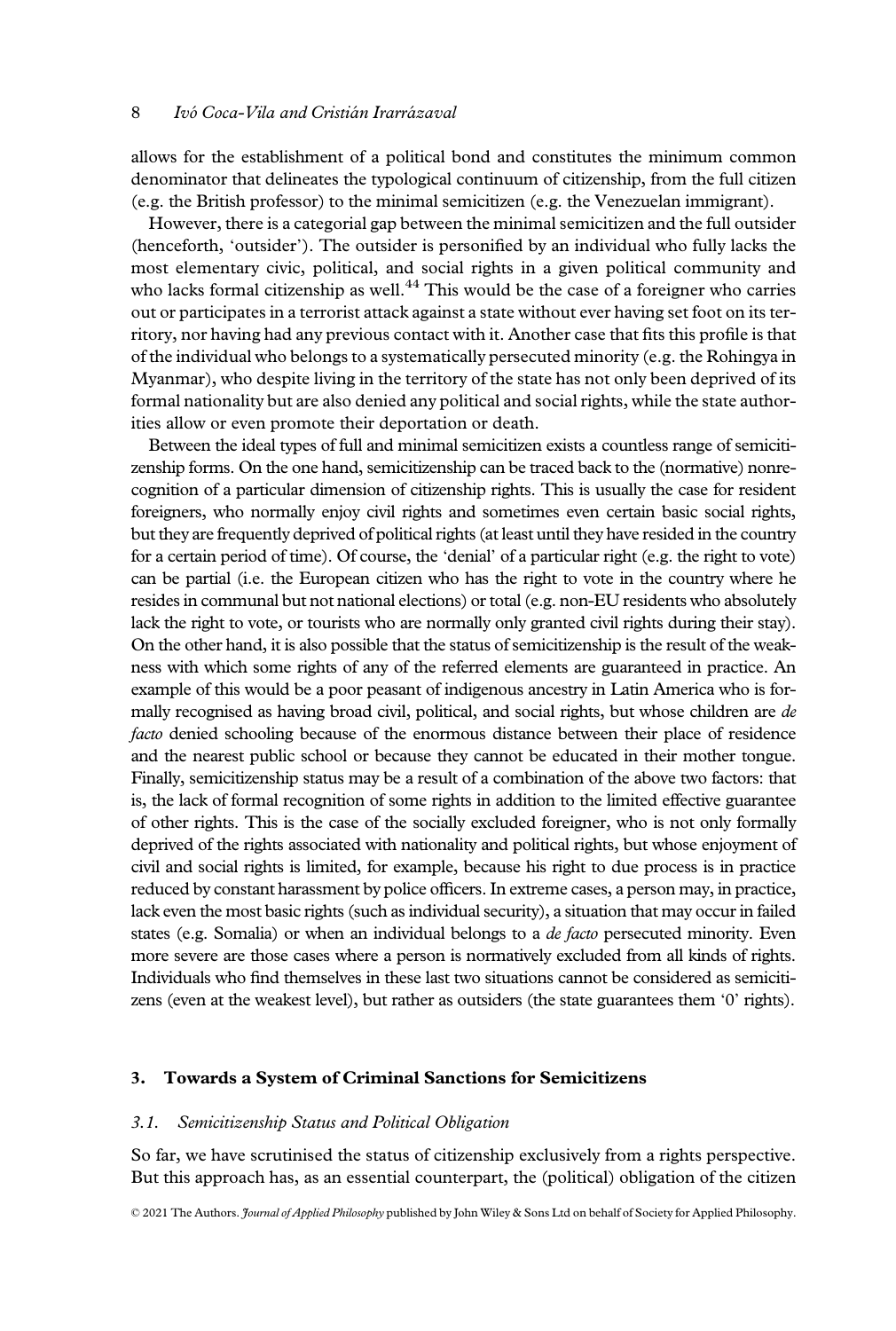allows for the establishment of a political bond and constitutes the minimum common denominator that delineates the typological continuum of citizenship, from the full citizen (e.g. the British professor) to the minimal semicitizen (e.g. the Venezuelan immigrant).

However, there is a categorial gap between the minimal semicitizen and the full outsider (henceforth, 'outsider'). The outsider is personified by an individual who fully lacks the most elementary civic, political, and social rights in a given political community and who lacks formal citizenship as well.[44] This would be the case of a foreigner who carries out or participates in a terrorist attack against a state without ever having set foot on its territory, nor having had any previous contact with it. Another case that fits this profile is that of the individual who belongs to a systematically persecuted minority (e.g. the Rohingya in Myanmar), who despite living in the territory of the state has not only been deprived of its formal nationality but are also denied any political and social rights, while the state authorities allow or even promote their deportation or death.

Between the ideal types of full and minimal semicitizen exists a countless range of semicitizenship forms. On the one hand, semicitizenship can be traced back to the (normative) nonrecognition of a particular dimension of citizenship rights. This is usually the case for resident foreigners, who normally enjoy civil rights and sometimes even certain basic social rights, but they are frequently deprived of political rights (at least until they have resided in the country for a certain period of time). Of course, the 'denial' of a particular right (e.g. the right to vote) can be partial (i.e. the European citizen who has the right to vote in the country where he resides in communal but not national elections) or total (e.g. non-EU residents who absolutely lack the right to vote, or tourists who are normally only granted civil rights during their stay). On the other hand, it is also possible that the status of semicitizenship is the result of the weakness with which some rights of any of the referred elements are guaranteed in practice. An example of this would be a poor peasant of indigenous ancestry in Latin America who is formally recognised as having broad civil, political, and social rights, but whose children are *de facto* denied schooling because of the enormous distance between their place of residence and the nearest public school or because they cannot be educated in their mother tongue. Finally, semicitizenship status may be a result of a combination of the above two factors: that is, the lack of formal recognition of some rights in addition to the limited effective guarantee of other rights. This is the case of the socially excluded foreigner, who is not only formally deprived of the rights associated with nationality and political rights, but whose enjoyment of civil and social rights is limited, for example, because his right to due process is in practice reduced by constant harassment by police officers. In extreme cases, a person may, in practice, lack even the most basic rights (such as individual security), a situation that may occur in failed states (e.g. Somalia) or when an individual belongs to a *de facto* persecuted minority. Even more severe are those cases where a person is normatively excluded from all kinds of rights. Individuals who find themselves in these last two situations cannot be considered as semicitizens (even at the weakest level), but rather as outsiders (the state guarantees them '0' rights).

## 3. Towards a System of Criminal Sanctions for Semicitizens

### *3.1. Semicitizenship Status and Political Obligation*

So far, we have scrutinised the status of citizenship exclusively from a rights perspective. But this approach has, as an essential counterpart, the (political) obligation of the citizen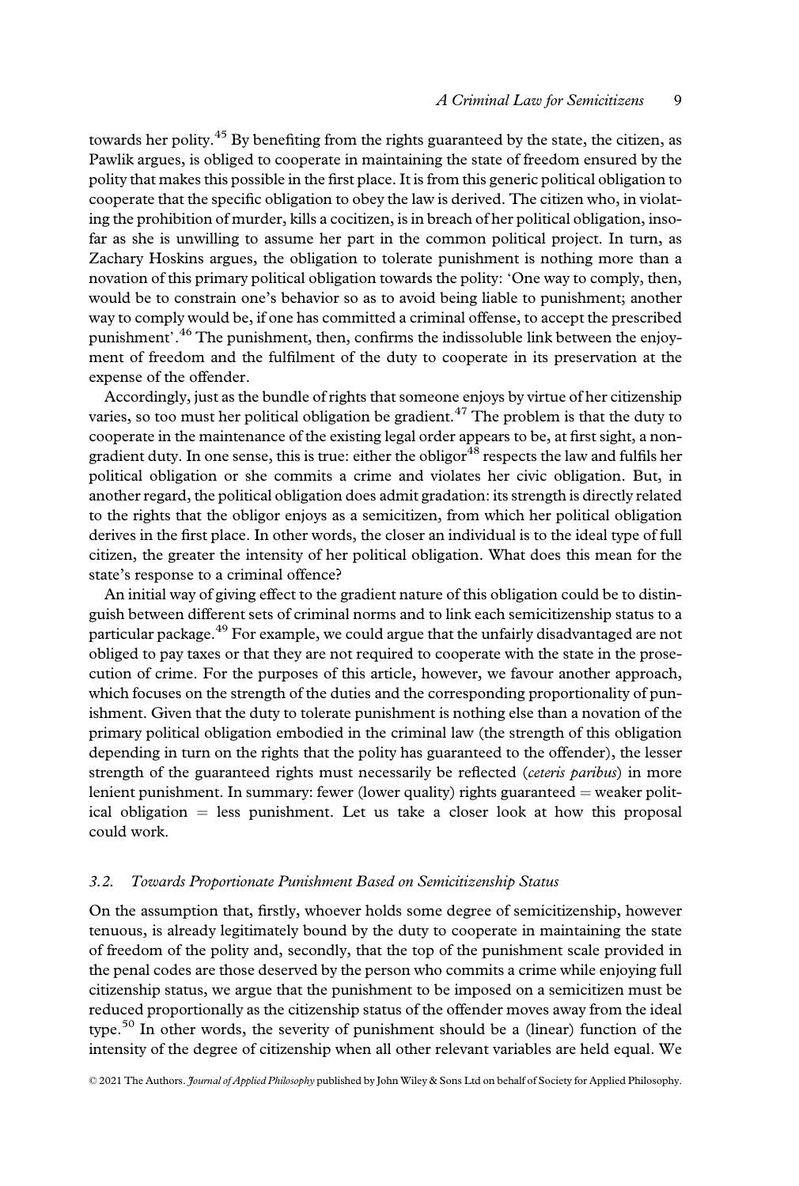towards her polity.[45] By benefiting from the rights guaranteed by the state, the citizen, as Pawlik argues, is obliged to cooperate in maintaining the state of freedom ensured by the polity that makes this possible in the first place. It is from this generic political obligation to cooperate that the specific obligation to obey the law is derived. The citizen who, in violating the prohibition of murder, kills a cocitizen, is in breach of her political obligation, insofar as she is unwilling to assume her part in the common political project. In turn, as Zachary Hoskins argues, the obligation to tolerate punishment is nothing more than a novation of this primary political obligation towards the polity: 'One way to comply, then, would be to constrain one's behavior so as to avoid being liable to punishment; another way to comply would be, if one has committed a criminal offense, to accept the prescribed punishment'.[46] The punishment, then, confirms the indissoluble link between the enjoyment of freedom and the fulfilment of the duty to cooperate in its preservation at the expense of the offender.

Accordingly, just as the bundle of rights that someone enjoys by virtue of her citizenship varies, so too must her political obligation be gradient.[47] The problem is that the duty to cooperate in the maintenance of the existing legal order appears to be, at first sight, a non-gradient duty. In one sense, this is true: either the obligor[48] respects the law and fulfils her political obligation or she commits a crime and violates her civic obligation. But, in another regard, the political obligation does admit gradation: its strength is directly related to the rights that the obligor enjoys as a semicitizen, from which her political obligation derives in the first place. In other words, the closer an individual is to the ideal type of full citizen, the greater the intensity of her political obligation. What does this mean for the state's response to a criminal offence?

An initial way of giving effect to the gradient nature of this obligation could be to distinguish between different sets of criminal norms and to link each semicitizenship status to a particular package.[49] For example, we could argue that the unfairly disadvantaged are not obliged to pay taxes or that they are not required to cooperate with the state in the prosecution of crime. For the purposes of this article, however, we favour another approach, which focuses on the strength of the duties and the corresponding proportionality of punishment. Given that the duty to tolerate punishment is nothing else than a novation of the primary political obligation embodied in the criminal law (the strength of this obligation depending in turn on the rights that the polity has guaranteed to the offender), the lesser strength of the guaranteed rights must necessarily be reflected (*ceteris paribus*) in more lenient punishment. In summary: fewer (lower quality) rights guaranteed = weaker political obligation = less punishment. Let us take a closer look at how this proposal could work.

### *3.2. Towards Proportionate Punishment Based on Semicitizenship Status*

On the assumption that, firstly, whoever holds some degree of semicitizenship, however tenuous, is already legitimately bound by the duty to cooperate in maintaining the state of freedom of the polity and, secondly, that the top of the punishment scale provided in the penal codes are those deserved by the person who commits a crime while enjoying full citizenship status, we argue that the punishment to be imposed on a semicitizen must be reduced proportionally as the citizenship status of the offender moves away from the ideal type.[50] In other words, the severity of punishment should be a (linear) function of the intensity of the degree of citizenship when all other relevant variables are held equal. We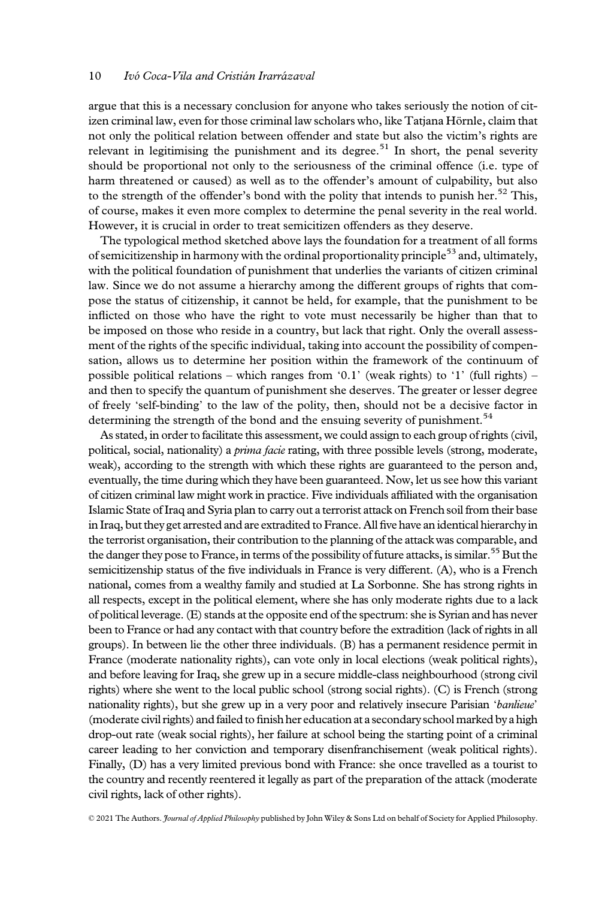argue that this is a necessary conclusion for anyone who takes seriously the notion of citizen criminal law, even for those criminal law scholars who, like Tatjana Hörnle, claim that not only the political relation between offender and state but also the victim's rights are relevant in legitimising the punishment and its degree.[51] In short, the penal severity should be proportional not only to the seriousness of the criminal offence (i.e. type of harm threatened or caused) as well as to the offender's amount of culpability, but also to the strength of the offender's bond with the polity that intends to punish her.[52] This, of course, makes it even more complex to determine the penal severity in the real world. However, it is crucial in order to treat semicitizen offenders as they deserve.

The typological method sketched above lays the foundation for a treatment of all forms of semicitizenship in harmony with the ordinal proportionality principle[53] and, ultimately, with the political foundation of punishment that underlies the variants of citizen criminal law. Since we do not assume a hierarchy among the different groups of rights that compose the status of citizenship, it cannot be held, for example, that the punishment to be inflicted on those who have the right to vote must necessarily be higher than that to be imposed on those who reside in a country, but lack that right. Only the overall assessment of the rights of the specific individual, taking into account the possibility of compensation, allows us to determine her position within the framework of the continuum of possible political relations – which ranges from '0.1' (weak rights) to '1' (full rights) – and then to specify the quantum of punishment she deserves. The greater or lesser degree of freely 'self-binding' to the law of the polity, then, should not be a decisive factor in determining the strength of the bond and the ensuing severity of punishment.[54]

As stated, in order to facilitate this assessment, we could assign to each group of rights (civil, political, social, nationality) a *prima facie* rating, with three possible levels (strong, moderate, weak), according to the strength with which these rights are guaranteed to the person and, eventually, the time during which they have been guaranteed. Now, let us see how this variant of citizen criminal law might work in practice. Five individuals affiliated with the organisation Islamic State of Iraq and Syria plan to carry out a terrorist attack on French soil from their base in Iraq, but they get arrested and are extradited to France. All five have an identical hierarchy in the terrorist organisation, their contribution to the planning of the attack was comparable, and the danger they pose to France, in terms of the possibility of future attacks, is similar.[55] But the semicitizenship status of the five individuals in France is very different. (A), who is a French national, comes from a wealthy family and studied at La Sorbonne. She has strong rights in all respects, except in the political element, where she has only moderate rights due to a lack of political leverage. (E) stands at the opposite end of the spectrum: she is Syrian and has never been to France or had any contact with that country before the extradition (lack of rights in all groups). In between lie the other three individuals. (B) has a permanent residence permit in France (moderate nationality rights), can vote only in local elections (weak political rights), and before leaving for Iraq, she grew up in a secure middle-class neighbourhood (strong civil rights) where she went to the local public school (strong social rights). (C) is French (strong nationality rights), but she grew up in a very poor and relatively insecure Parisian '*banlieue*' (moderate civil rights) and failed to finish her education at a secondary school marked by a high drop-out rate (weak social rights), her failure at school being the starting point of a criminal career leading to her conviction and temporary disenfranchisement (weak political rights). Finally, (D) has a very limited previous bond with France: she once travelled as a tourist to the country and recently reentered it legally as part of the preparation of the attack (moderate civil rights, lack of other rights).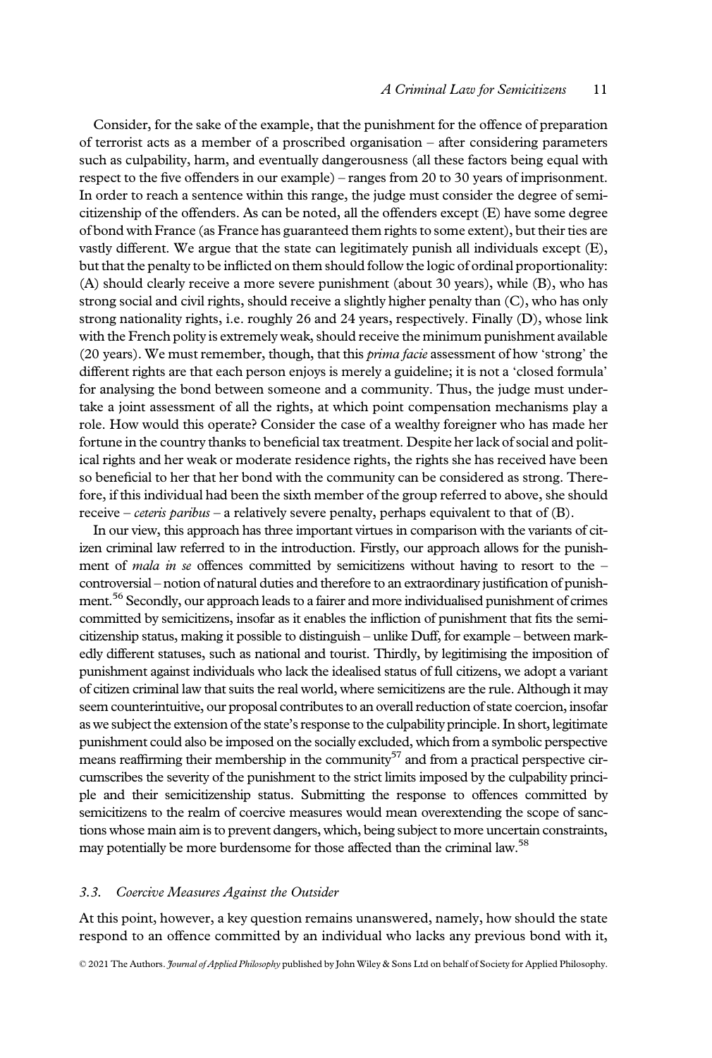Consider, for the sake of the example, that the punishment for the offence of preparation of terrorist acts as a member of a proscribed organisation – after considering parameters such as culpability, harm, and eventually dangerousness (all these factors being equal with respect to the five offenders in our example) – ranges from 20 to 30 years of imprisonment. In order to reach a sentence within this range, the judge must consider the degree of semi-citizenship of the offenders. As can be noted, all the offenders except (E) have some degree of bond with France (as France has guaranteed them rights to some extent), but their ties are vastly different. We argue that the state can legitimately punish all individuals except (E), but that the penalty to be inflicted on them should follow the logic of ordinal proportionality: (A) should clearly receive a more severe punishment (about 30 years), while (B), who has strong social and civil rights, should receive a slightly higher penalty than (C), who has only strong nationality rights, i.e. roughly 26 and 24 years, respectively. Finally (D), whose link with the French polity is extremely weak, should receive the minimum punishment available (20 years). We must remember, though, that this *prima facie* assessment of how 'strong' the different rights are that each person enjoys is merely a guideline; it is not a 'closed formula' for analysing the bond between someone and a community. Thus, the judge must undertake a joint assessment of all the rights, at which point compensation mechanisms play a role. How would this operate? Consider the case of a wealthy foreigner who has made her fortune in the country thanks to beneficial tax treatment. Despite her lack of social and political rights and her weak or moderate residence rights, the rights she has received have been so beneficial to her that her bond with the community can be considered as strong. Therefore, if this individual had been the sixth member of the group referred to above, she should receive – *ceteris paribus* – a relatively severe penalty, perhaps equivalent to that of (B).

In our view, this approach has three important virtues in comparison with the variants of citizen criminal law referred to in the introduction. Firstly, our approach allows for the punishment of *mala in se* offences committed by semicitizens without having to resort to the – controversial – notion of natural duties and therefore to an extraordinary justification of punishment.[56] Secondly, our approach leads to a fairer and more individualised punishment of crimes committed by semicitizens, insofar as it enables the infliction of punishment that fits the semicitizenship status, making it possible to distinguish – unlike Duff, for example – between markedly different statuses, such as national and tourist. Thirdly, by legitimising the imposition of punishment against individuals who lack the idealised status of full citizens, we adopt a variant of citizen criminal law that suits the real world, where semicitizens are the rule. Although it may seem counterintuitive, our proposal contributes to an overall reduction of state coercion, insofar as we subject the extension of the state's response to the culpability principle. In short, legitimate punishment could also be imposed on the socially excluded, which from a symbolic perspective means reaffirming their membership in the community[57] and from a practical perspective circumscribes the severity of the punishment to the strict limits imposed by the culpability principle and their semicitizenship status. Submitting the response to offences committed by semicitizens to the realm of coercive measures would mean overextending the scope of sanctions whose main aim is to prevent dangers, which, being subject to more uncertain constraints, may potentially be more burdensome for those affected than the criminal law.[58]

### 3.3. Coercive Measures Against the Outsider

At this point, however, a key question remains unanswered, namely, how should the state respond to an offence committed by an individual who lacks any previous bond with it,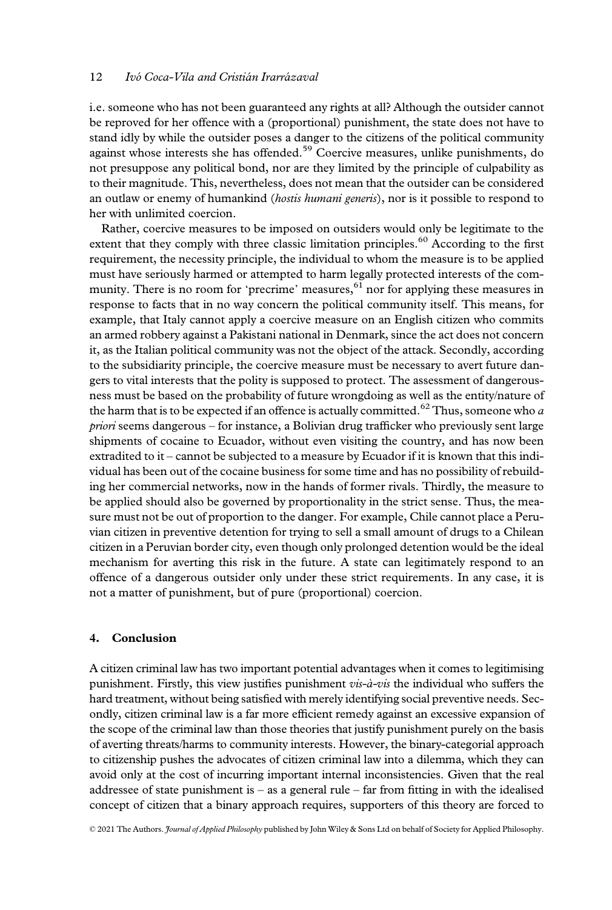i.e. someone who has not been guaranteed any rights at all? Although the outsider cannot be reproved for her offence with a (proportional) punishment, the state does not have to stand idly by while the outsider poses a danger to the citizens of the political community against whose interests she has offended.[59] Coercive measures, unlike punishments, do not presuppose any political bond, nor are they limited by the principle of culpability as to their magnitude. This, nevertheless, does not mean that the outsider can be considered an outlaw or enemy of humankind (*hostis humani generis*), nor is it possible to respond to her with unlimited coercion.

Rather, coercive measures to be imposed on outsiders would only be legitimate to the extent that they comply with three classic limitation principles.[60] According to the first requirement, the necessity principle, the individual to whom the measure is to be applied must have seriously harmed or attempted to harm legally protected interests of the community. There is no room for 'precrime' measures,[61] nor for applying these measures in response to facts that in no way concern the political community itself. This means, for example, that Italy cannot apply a coercive measure on an English citizen who commits an armed robbery against a Pakistani national in Denmark, since the act does not concern it, as the Italian political community was not the object of the attack. Secondly, according to the subsidiarity principle, the coercive measure must be necessary to avert future dangers to vital interests that the polity is supposed to protect. The assessment of dangerousness must be based on the probability of future wrongdoing as well as the entity/nature of the harm that is to be expected if an offence is actually committed.[62] Thus, someone who *a priori* seems dangerous – for instance, a Bolivian drug trafficker who previously sent large shipments of cocaine to Ecuador, without even visiting the country, and has now been extradited to it – cannot be subjected to a measure by Ecuador if it is known that this individual has been out of the cocaine business for some time and has no possibility of rebuilding her commercial networks, now in the hands of former rivals. Thirdly, the measure to be applied should also be governed by proportionality in the strict sense. Thus, the measure must not be out of proportion to the danger. For example, Chile cannot place a Peruvian citizen in preventive detention for trying to sell a small amount of drugs to a Chilean citizen in a Peruvian border city, even though only prolonged detention would be the ideal mechanism for averting this risk in the future. A state can legitimately respond to an offence of a dangerous outsider only under these strict requirements. In any case, it is not a matter of punishment, but of pure (proportional) coercion.

## 4. Conclusion

A citizen criminal law has two important potential advantages when it comes to legitimising punishment. Firstly, this view justifies punishment *vis-à-vis* the individual who suffers the hard treatment, without being satisfied with merely identifying social preventive needs. Secondly, citizen criminal law is a far more efficient remedy against an excessive expansion of the scope of the criminal law than those theories that justify punishment purely on the basis of averting threats/harms to community interests. However, the binary-categorial approach to citizenship pushes the advocates of citizen criminal law into a dilemma, which they can avoid only at the cost of incurring important internal inconsistencies. Given that the real addressee of state punishment is – as a general rule – far from fitting in with the idealised concept of citizen that a binary approach requires, supporters of this theory are forced to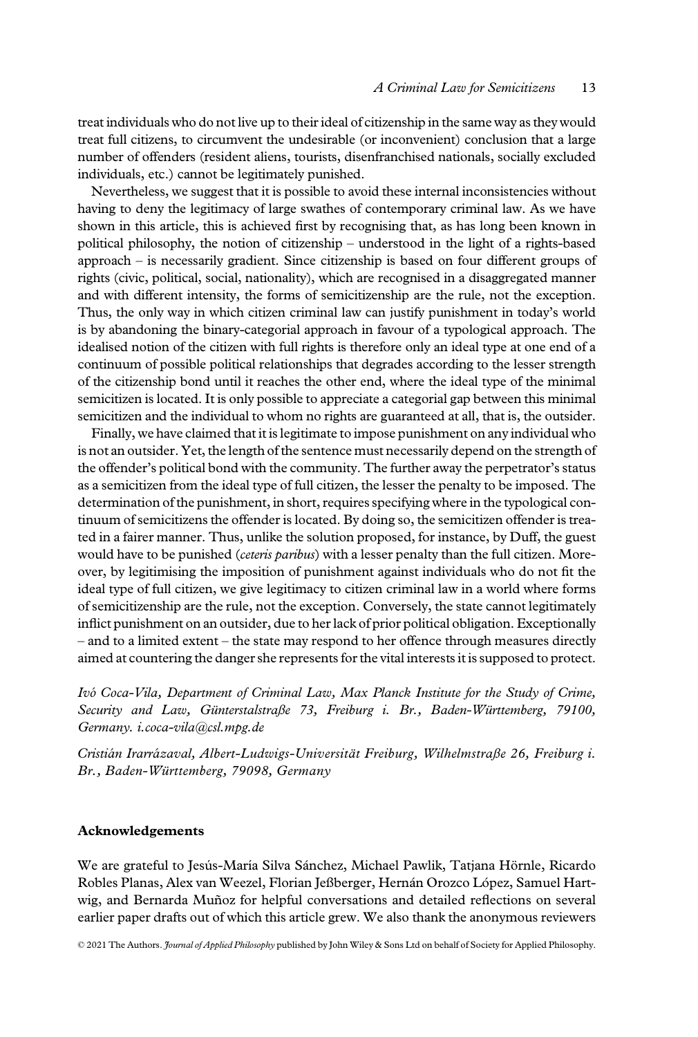treat individuals who do not live up to their ideal of citizenship in the same way as they would treat full citizens, to circumvent the undesirable (or inconvenient) conclusion that a large number of offenders (resident aliens, tourists, disenfranchised nationals, socially excluded individuals, etc.) cannot be legitimately punished.

Nevertheless, we suggest that it is possible to avoid these internal inconsistencies without having to deny the legitimacy of large swathes of contemporary criminal law. As we have shown in this article, this is achieved first by recognising that, as has long been known in political philosophy, the notion of citizenship – understood in the light of a rights-based approach – is necessarily gradient. Since citizenship is based on four different groups of rights (civic, political, social, nationality), which are recognised in a disaggregated manner and with different intensity, the forms of semicitizenship are the rule, not the exception. Thus, the only way in which citizen criminal law can justify punishment in today's world is by abandoning the binary-categorial approach in favour of a typological approach. The idealised notion of the citizen with full rights is therefore only an ideal type at one end of a continuum of possible political relationships that degrades according to the lesser strength of the citizenship bond until it reaches the other end, where the ideal type of the minimal semicitizen is located. It is only possible to appreciate a categorial gap between this minimal semicitizen and the individual to whom no rights are guaranteed at all, that is, the outsider.

Finally, we have claimed that it is legitimate to impose punishment on any individual who is not an outsider. Yet, the length of the sentence must necessarily depend on the strength of the offender's political bond with the community. The further away the perpetrator's status as a semicitizen from the ideal type of full citizen, the lesser the penalty to be imposed. The determination of the punishment, in short, requires specifying where in the typological continuum of semicitizens the offender is located. By doing so, the semicitizen offender is treated in a fairer manner. Thus, unlike the solution proposed, for instance, by Duff, the guest would have to be punished (*ceteris paribus*) with a lesser penalty than the full citizen. Moreover, by legitimising the imposition of punishment against individuals who do not fit the ideal type of full citizen, we give legitimacy to citizen criminal law in a world where forms of semicitizenship are the rule, not the exception. Conversely, the state cannot legitimately inflict punishment on an outsider, due to her lack of prior political obligation. Exceptionally – and to a limited extent – the state may respond to her offence through measures directly aimed at countering the danger she represents for the vital interests it is supposed to protect.

*Ivó Coca-Vila, Department of Criminal Law, Max Planck Institute for the Study of Crime, Security and Law, Günterstalstraße 73, Freiburg i. Br., Baden-Württemberg, 79100, Germany. i.coca-vila@csl.mpg.de*

*Cristián Irarrázaval, Albert-Ludwigs-Universität Freiburg, Wilhelmstraße 26, Freiburg i. Br., Baden-Württemberg, 79098, Germany*

## Acknowledgements

We are grateful to Jesús-María Silva Sánchez, Michael Pawlik, Tatjana Hörnle, Ricardo Robles Planas, Alex van Weezel, Florian Jeßberger, Hernán Orozco López, Samuel Hartwig, and Bernarda Muñoz for helpful conversations and detailed reflections on several earlier paper drafts out of which this article grew. We also thank the anonymous reviewers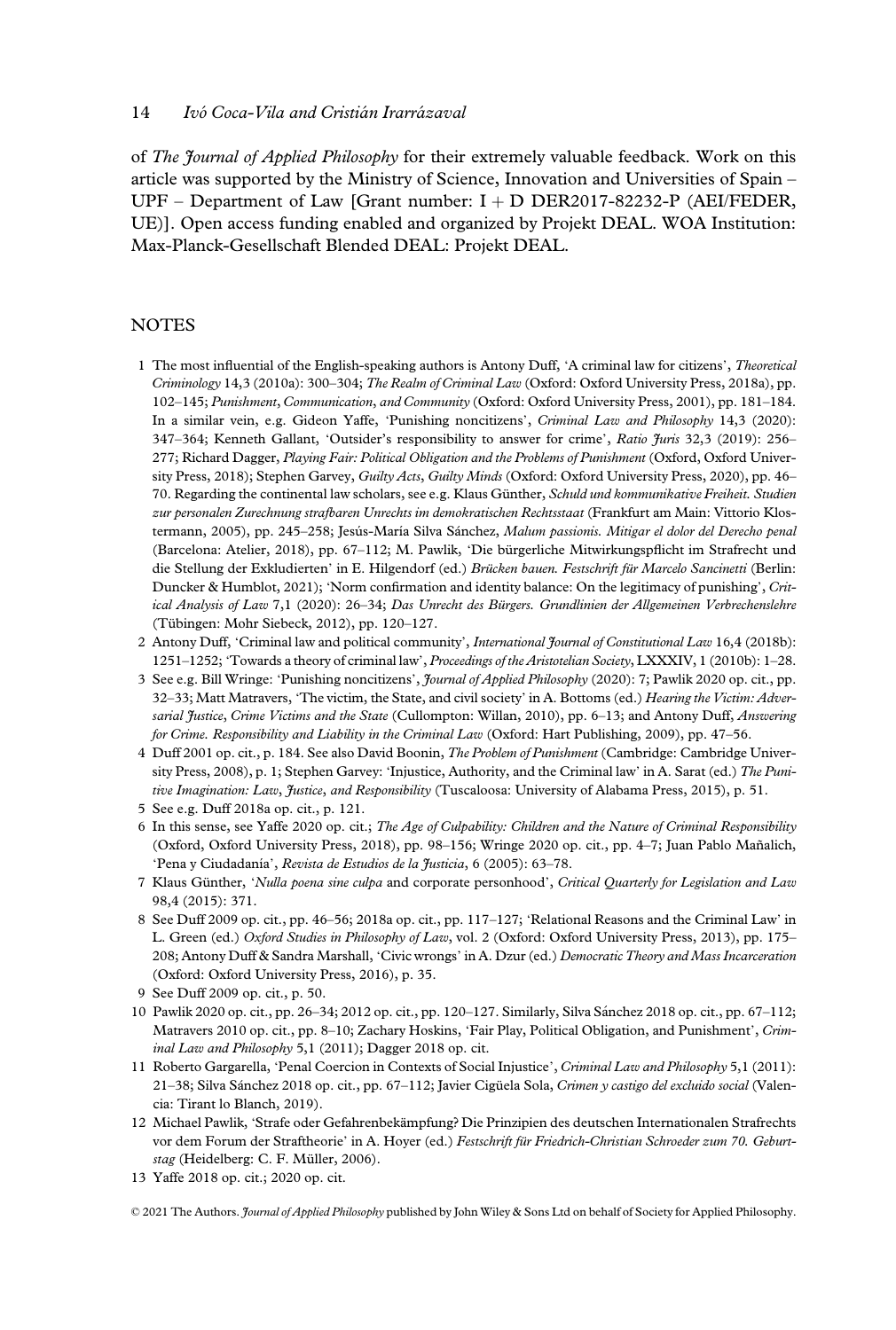of *The Journal of Applied Philosophy* for their extremely valuable feedback. Work on this article was supported by the Ministry of Science, Innovation and Universities of Spain – UPF – Department of Law [Grant number: I + D DER2017-82232-P (AEI/FEDER, UE)]. Open access funding enabled and organized by Projekt DEAL. WOA Institution: Max-Planck-Gesellschaft Blended DEAL: Projekt DEAL.

## NOTES

1 The most influential of the English-speaking authors is Antony Duff, 'A criminal law for citizens', *Theoretical Criminology* 14,3 (2010a): 300–304; *The Realm of Criminal Law* (Oxford: Oxford University Press, 2018a), pp. 102–145; *Punishment, Communication, and Community* (Oxford: Oxford University Press, 2001), pp. 181–184. In a similar vein, e.g. Gideon Yaffe, 'Punishing noncitizens', *Criminal Law and Philosophy* 14,3 (2020): 347–364; Kenneth Gallant, 'Outsider's responsibility to answer for crime', *Ratio Juris* 32,3 (2019): 256–277; Richard Dagger, *Playing Fair: Political Obligation and the Problems of Punishment* (Oxford, Oxford University Press, 2018); Stephen Garvey, *Guilty Acts, Guilty Minds* (Oxford: Oxford University Press, 2020), pp. 46–70. Regarding the continental law scholars, see e.g. Klaus Günther, *Schuld und kommunikative Freiheit. Studien zur personalen Zurechnung strafbaren Unrechts im demokratischen Rechtsstaat* (Frankfurt am Main: Vittorio Klostermann, 2005), pp. 245–258; Jesús-María Silva Sánchez, *Malum passionis. Mitigar el dolor del Derecho penal* (Barcelona: Atelier, 2018), pp. 67–112; M. Pawlik, 'Die bürgerliche Mitwirkungspflicht im Strafrecht und die Stellung der Exkludierten' in E. Hilgendorf (ed.) *Brücken bauen. Festschrift für Marcelo Sancinetti* (Berlin: Duncker & Humblot, 2021); 'Norm confirmation and identity balance: On the legitimacy of punishing', *Critical Analysis of Law* 7,1 (2020): 26–34; *Das Unrecht des Bürgers. Grundlinien der Allgemeinen Verbrechenslehre* (Tübingen: Mohr Siebeck, 2012), pp. 120–127.

2 Antony Duff, 'Criminal law and political community', *International Journal of Constitutional Law* 16,4 (2018b): 1251–1252; 'Towards a theory of criminal law', *Proceedings of the Aristotelian Society*, LXXXIV, 1 (2010b): 1–28.

3 See e.g. Bill Wringe: 'Punishing noncitizens', *Journal of Applied Philosophy* (2020): 7; Pawlik 2020 op. cit., pp. 32–33; Matt Matravers, 'The victim, the State, and civil society' in A. Bottoms (ed.) *Hearing the Victim: Adversarial Justice, Crime Victims and the State* (Cullompton: Willan, 2010), pp. 6–13; and Antony Duff, *Answering for Crime. Responsibility and Liability in the Criminal Law* (Oxford: Hart Publishing, 2009), pp. 47–56.

4 Duff 2001 op. cit., p. 184. See also David Boonin, *The Problem of Punishment* (Cambridge: Cambridge University Press, 2008), p. 1; Stephen Garvey: 'Injustice, Authority, and the Criminal law' in A. Sarat (ed.) *The Punitive Imagination: Law, Justice, and Responsibility* (Tuscaloosa: University of Alabama Press, 2015), p. 51.

5 See e.g. Duff 2018a op. cit., p. 121.

6 In this sense, see Yaffe 2020 op. cit.; *The Age of Culpability: Children and the Nature of Criminal Responsibility* (Oxford, Oxford University Press, 2018), pp. 98–156; Wringe 2020 op. cit., pp. 4–7; Juan Pablo Mañalich, 'Pena y Ciudadanía', *Revista de Estudios de la Justicia*, 6 (2005): 63–78.

7 Klaus Günther, '*Nulla poena sine culpa* and corporate personhood', *Critical Quarterly for Legislation and Law* 98,4 (2015): 371.

8 See Duff 2009 op. cit., pp. 46–56; 2018a op. cit., pp. 117–127; 'Relational Reasons and the Criminal Law' in L. Green (ed.) *Oxford Studies in Philosophy of Law*, vol. 2 (Oxford: Oxford University Press, 2013), pp. 175–208; Antony Duff & Sandra Marshall, 'Civic wrongs' in A. Dzur (ed.) *Democratic Theory and Mass Incarceration* (Oxford: Oxford University Press, 2016), p. 35.

9 See Duff 2009 op. cit., p. 50.

10 Pawlik 2020 op. cit., pp. 26–34; 2012 op. cit., pp. 120–127. Similarly, Silva Sánchez 2018 op. cit., pp. 67–112; Matravers 2010 op. cit., pp. 8–10; Zachary Hoskins, 'Fair Play, Political Obligation, and Punishment', *Criminal Law and Philosophy* 5,1 (2011); Dagger 2018 op. cit.

11 Roberto Gargarella, 'Penal Coercion in Contexts of Social Injustice', *Criminal Law and Philosophy* 5,1 (2011): 21–38; Silva Sánchez 2018 op. cit., pp. 67–112; Javier Cigüela Sola, *Crimen y castigo del excluido social* (Valencia: Tirant lo Blanch, 2019).

12 Michael Pawlik, 'Strafe oder Gefahrenbekämpfung? Die Prinzipien des deutschen Internationalen Strafrechts vor dem Forum der Straftheorie' in A. Hoyer (ed.) *Festschrift für Friedrich-Christian Schroeder zum 70. Geburtstag* (Heidelberg: C. F. Müller, 2006).

13 Yaffe 2018 op. cit.; 2020 op. cit.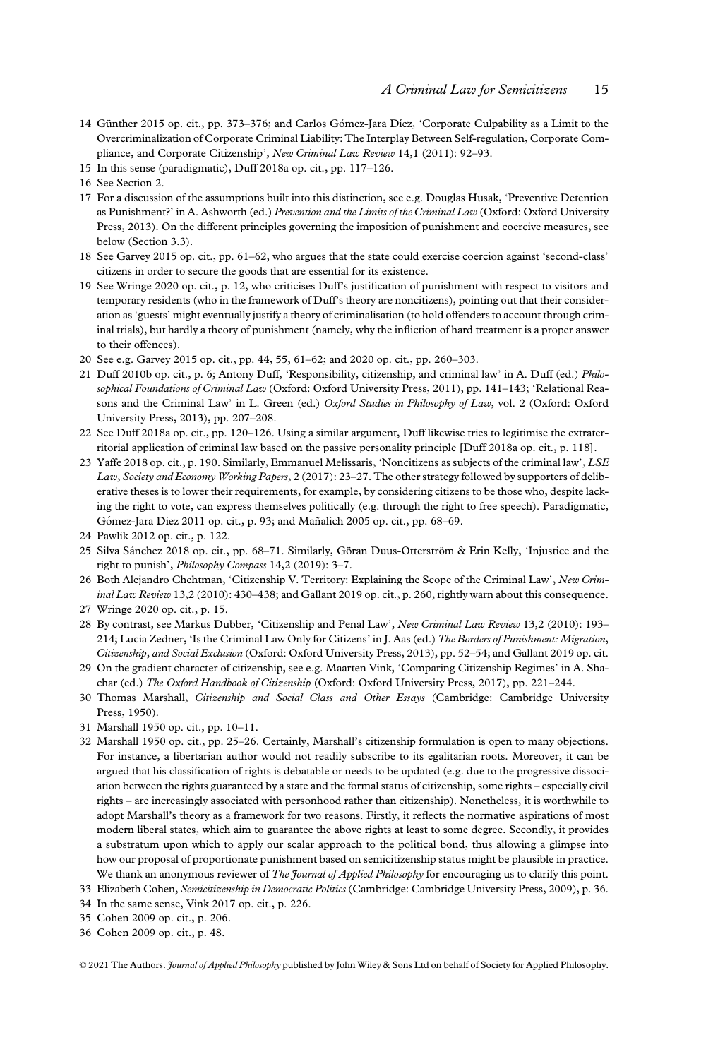14 Günther 2015 op. cit., pp. 373–376; and Carlos Gómez-Jara Díez, 'Corporate Culpability as a Limit to the Overcriminalization of Corporate Criminal Liability: The Interplay Between Self-regulation, Corporate Compliance, and Corporate Citizenship', *New Criminal Law Review* 14,1 (2011): 92–93.

15 In this sense (paradigmatic), Duff 2018a op. cit., pp. 117–126.

16 See Section 2.

17 For a discussion of the assumptions built into this distinction, see e.g. Douglas Husak, 'Preventive Detention as Punishment?' in A. Ashworth (ed.) *Prevention and the Limits of the Criminal Law* (Oxford: Oxford University Press, 2013). On the different principles governing the imposition of punishment and coercive measures, see below (Section 3.3).

18 See Garvey 2015 op. cit., pp. 61–62, who argues that the state could exercise coercion against 'second-class' citizens in order to secure the goods that are essential for its existence.

19 See Wringe 2020 op. cit., p. 12, who criticises Duff's justification of punishment with respect to visitors and temporary residents (who in the framework of Duff's theory are noncitizens), pointing out that their consideration as 'guests' might eventually justify a theory of criminalisation (to hold offenders to account through criminal trials), but hardly a theory of punishment (namely, why the infliction of hard treatment is a proper answer to their offences).

20 See e.g. Garvey 2015 op. cit., pp. 44, 55, 61–62; and 2020 op. cit., pp. 260–303.

21 Duff 2010b op. cit., p. 6; Antony Duff, 'Responsibility, citizenship, and criminal law' in A. Duff (ed.) *Philosophical Foundations of Criminal Law* (Oxford: Oxford University Press, 2011), pp. 141–143; 'Relational Reasons and the Criminal Law' in L. Green (ed.) *Oxford Studies in Philosophy of Law*, vol. 2 (Oxford: Oxford University Press, 2013), pp. 207–208.

22 See Duff 2018a op. cit., pp. 120–126. Using a similar argument, Duff likewise tries to legitimise the extraterritorial application of criminal law based on the passive personality principle [Duff 2018a op. cit., p. 118].

23 Yaffe 2018 op. cit., p. 190. Similarly, Emmanuel Melissaris, 'Noncitizens as subjects of the criminal law', *LSE Law, Society and Economy Working Papers*, 2 (2017): 23–27. The other strategy followed by supporters of deliberative theses is to lower their requirements, for example, by considering citizens to be those who, despite lacking the right to vote, can express themselves politically (e.g. through the right to free speech). Paradigmatic, Gómez-Jara Díez 2011 op. cit., p. 93; and Mañalich 2005 op. cit., pp. 68–69.

24 Pawlik 2012 op. cit., p. 122.

25 Silva Sánchez 2018 op. cit., pp. 68–71. Similarly, Göran Duus-Otterström & Erin Kelly, 'Injustice and the right to punish', *Philosophy Compass* 14,2 (2019): 3–7.

26 Both Alejandro Chehtman, 'Citizenship V. Territory: Explaining the Scope of the Criminal Law', *New Criminal Law Review* 13,2 (2010): 430–438; and Gallant 2019 op. cit., p. 260, rightly warn about this consequence.

27 Wringe 2020 op. cit., p. 15.

28 By contrast, see Markus Dubber, 'Citizenship and Penal Law', *New Criminal Law Review* 13,2 (2010): 193–214; Lucia Zedner, 'Is the Criminal Law Only for Citizens' in J. Aas (ed.) *The Borders of Punishment: Migration, Citizenship, and Social Exclusion* (Oxford: Oxford University Press, 2013), pp. 52–54; and Gallant 2019 op. cit.

29 On the gradient character of citizenship, see e.g. Maarten Vink, 'Comparing Citizenship Regimes' in A. Shachar (ed.) *The Oxford Handbook of Citizenship* (Oxford: Oxford University Press, 2017), pp. 221–244.

30 Thomas Marshall, *Citizenship and Social Class and Other Essays* (Cambridge: Cambridge University Press, 1950).

31 Marshall 1950 op. cit., pp. 10–11.

32 Marshall 1950 op. cit., pp. 25–26. Certainly, Marshall's citizenship formulation is open to many objections. For instance, a libertarian author would not readily subscribe to its egalitarian roots. Moreover, it can be argued that his classification of rights is debatable or needs to be updated (e.g. due to the progressive dissociation between the rights guaranteed by a state and the formal status of citizenship, some rights – especially civil rights – are increasingly associated with personhood rather than citizenship). Nonetheless, it is worthwhile to adopt Marshall's theory as a framework for two reasons. Firstly, it reflects the normative aspirations of most modern liberal states, which aim to guarantee the above rights at least to some degree. Secondly, it provides a substratum upon which to apply our scalar approach to the political bond, thus allowing a glimpse into how our proposal of proportionate punishment based on semicitizenship status might be plausible in practice. We thank an anonymous reviewer of *The Journal of Applied Philosophy* for encouraging us to clarify this point.

33 Elizabeth Cohen, *Semicitizenship in Democratic Politics* (Cambridge: Cambridge University Press, 2009), p. 36.

34 In the same sense, Vink 2017 op. cit., p. 226.

35 Cohen 2009 op. cit., p. 206.

36 Cohen 2009 op. cit., p. 48.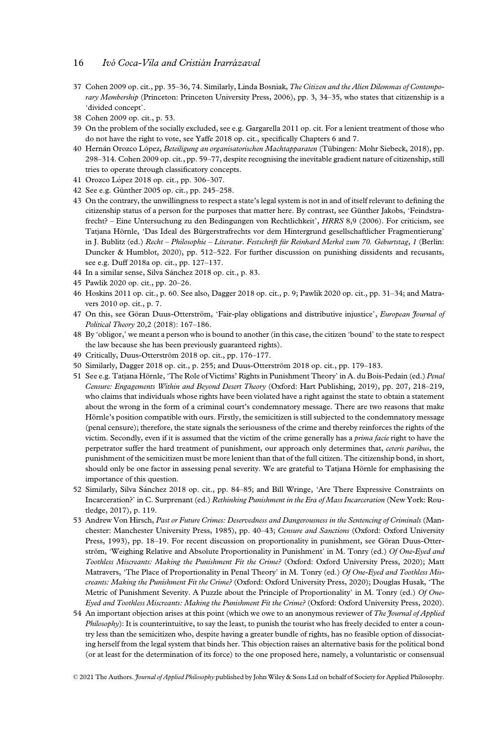37 Cohen 2009 op. cit., pp. 35–36, 74. Similarly, Linda Bosniak, *The Citizen and the Alien Dilemmas of Contemporary Membership* (Princeton: Princeton University Press, 2006), pp. 3, 34–35, who states that citizenship is a 'divided concept'.

38 Cohen 2009 op. cit., p. 53.

39 On the problem of the socially excluded, see e.g. Gargarella 2011 op. cit. For a lenient treatment of those who do not have the right to vote, see Yaffe 2018 op. cit., specifically Chapters 6 and 7.

40 Hernán Orozco López, *Beteiligung an organisatorischen Machtapparaten* (Tübingen: Mohr Siebeck, 2018), pp. 298–314. Cohen 2009 op. cit., pp. 59–77, despite recognising the inevitable gradient nature of citizenship, still tries to operate through classificatory concepts.

41 Orozco López 2018 op. cit., pp. 306–307.

42 See e.g. Günther 2005 op. cit., pp. 245–258.

43 On the contrary, the unwillingness to respect a state's legal system is not in and of itself relevant to defining the citizenship status of a person for the purposes that matter here. By contrast, see Günther Jakobs, 'Feindstrafrecht? – Eine Untersuchung zu den Bedingungen von Rechtlichkeit', *HRRS* 8,9 (2006). For criticism, see Tatjana Hörnle, 'Das Ideal des Bürgerstrafrechts vor dem Hintergrund gesellschaftlicher Fragmentierung' in J. Bublitz (ed.) *Recht – Philosophie – Literatur. Festschrift für Reinhard Merkel zum 70. Geburtstag, 1* (Berlin: Duncker & Humblot, 2020), pp. 512–522. For further discussion on punishing dissidents and recusants, see e.g. Duff 2018a op. cit., pp. 127–137.

44 In a similar sense, Silva Sánchez 2018 op. cit., p. 83.

45 Pawlik 2020 op. cit., pp. 20–26.

46 Hoskins 2011 op. cit., p. 60. See also, Dagger 2018 op. cit., p. 9; Pawlik 2020 op. cit., pp. 31–34; and Matravers 2010 op. cit., p. 7.

47 On this, see Göran Duus-Otterström, 'Fair-play obligations and distributive injustice', *European Journal of Political Theory* 20,2 (2018): 167–186.

48 By 'obligor,' we meant a person who is bound to another (in this case, the citizen 'bound' to the state to respect the law because she has been previously guaranteed rights).

49 Critically, Duus-Otterström 2018 op. cit., pp. 176–177.

50 Similarly, Dagger 2018 op. cit., p. 255; and Duus-Otterström 2018 op. cit., pp. 179–183.

51 See e.g. Tatjana Hörnle, 'The Role of Victims' Rights in Punishment Theory' in A. du Bois-Pedain (ed.) *Penal Censure: Engagements Within and Beyond Desert Theory* (Oxford: Hart Publishing, 2019), pp. 207, 218–219, who claims that individuals whose rights have been violated have a right against the state to obtain a statement about the wrong in the form of a criminal court's condemnatory message. There are two reasons that make Hörnle's position compatible with ours. Firstly, the semicitizen is still subjected to the condemnatory message (penal censure); therefore, the state signals the seriousness of the crime and thereby reinforces the rights of the victim. Secondly, even if it is assumed that the victim of the crime generally has a *prima facie* right to have the perpetrator suffer the hard treatment of punishment, our approach only determines that, *ceteris paribus*, the punishment of the semicitizen must be more lenient than that of the full citizen. The citizenship bond, in short, should only be one factor in assessing penal severity. We are grateful to Tatjana Hörnle for emphasising the importance of this question.

52 Similarly, Silva Sánchez 2018 op. cit., pp. 84–85; and Bill Wringe, 'Are There Expressive Constraints on Incarceration?' in C. Surprenant (ed.) *Rethinking Punishment in the Era of Mass Incarceration* (New York: Routledge, 2017), p. 119.

53 Andrew Von Hirsch, *Past or Future Crimes: Deservedness and Dangerousness in the Sentencing of Criminals* (Manchester: Manchester University Press, 1985), pp. 40–43; *Censure and Sanctions* (Oxford: Oxford University Press, 1993), pp. 18–19. For recent discussion on proportionality in punishment, see Göran Duus-Otterström, 'Weighing Relative and Absolute Proportionality in Punishment' in M. Tonry (ed.) *Of One-Eyed and Toothless Miscreants: Making the Punishment Fit the Crime?* (Oxford: Oxford University Press, 2020); Matt Matravers, 'The Place of Proportionality in Penal Theory' in M. Tonry (ed.) *Of One-Eyed and Toothless Miscreants: Making the Punishment Fit the Crime?* (Oxford: Oxford University Press, 2020); Douglas Husak, 'The Metric of Punishment Severity. A Puzzle about the Principle of Proportionality' in M. Tonry (ed.) *Of One-Eyed and Toothless Miscreants: Making the Punishment Fit the Crime?* (Oxford: Oxford University Press, 2020).

54 An important objection arises at this point (which we owe to an anonymous reviewer of *The Journal of Applied Philosophy*): It is counterintuitive, to say the least, to punish the tourist who has freely decided to enter a country less than the semicitizen who, despite having a greater bundle of rights, has no feasible option of dissociating herself from the legal system that binds her. This objection raises an alternative basis for the political bond (or at least for the determination of its force) to the one proposed here, namely, a voluntaristic or consensual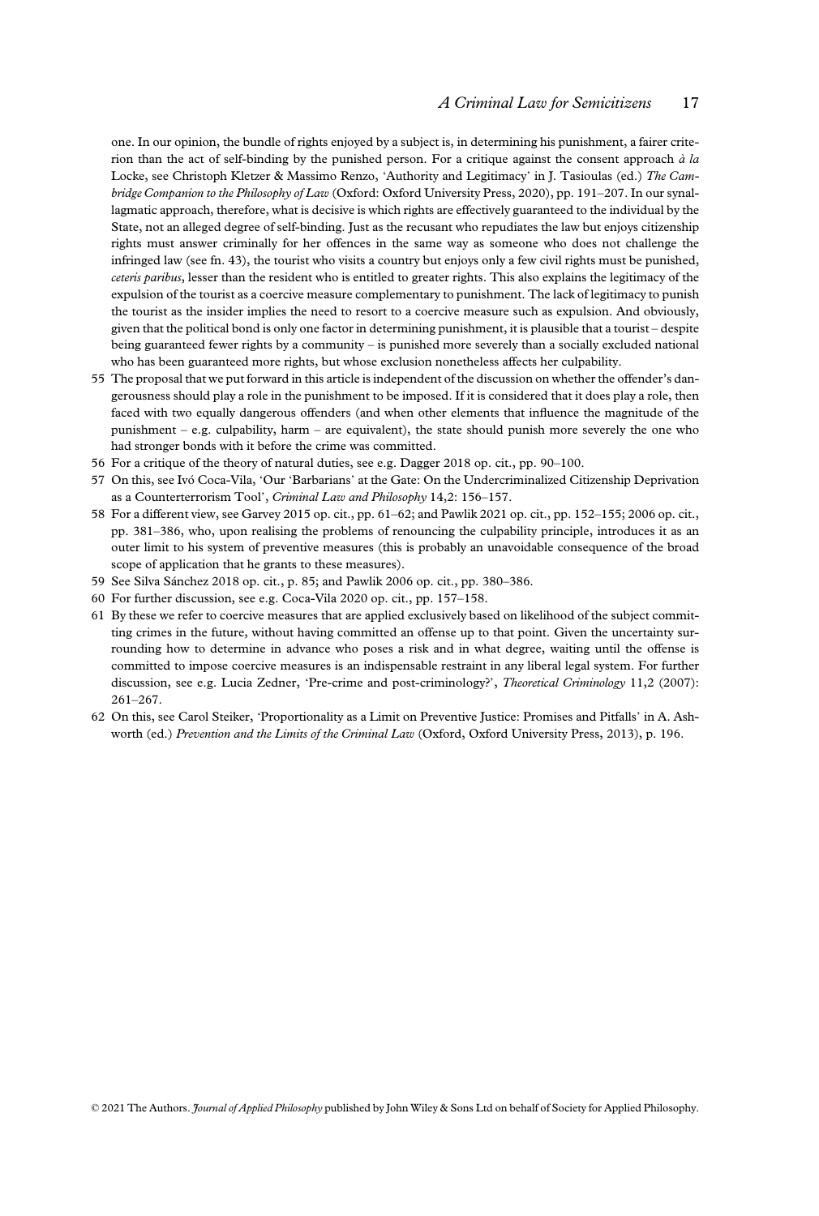one. In our opinion, the bundle of rights enjoyed by a subject is, in determining his punishment, a fairer criterion than the act of self-binding by the punished person. For a critique against the consent approach *à la* Locke, see Christoph Kletzer & Massimo Renzo, 'Authority and Legitimacy' in J. Tasioulas (ed.) *The Cambridge Companion to the Philosophy of Law* (Oxford: Oxford University Press, 2020), pp. 191–207. In our synallagmatic approach, therefore, what is decisive is which rights are effectively guaranteed to the individual by the State, not an alleged degree of self-binding. Just as the recusant who repudiates the law but enjoys citizenship rights must answer criminally for her offences in the same way as someone who does not challenge the infringed law (see fn. 43), the tourist who visits a country but enjoys only a few civil rights must be punished, *ceteris paribus*, lesser than the resident who is entitled to greater rights. This also explains the legitimacy of the expulsion of the tourist as a coercive measure complementary to punishment. The lack of legitimacy to punish the tourist as the insider implies the need to resort to a coercive measure such as expulsion. And obviously, given that the political bond is only one factor in determining punishment, it is plausible that a tourist – despite being guaranteed fewer rights by a community – is punished more severely than a socially excluded national who has been guaranteed more rights, but whose exclusion nonetheless affects her culpability.

55 The proposal that we put forward in this article is independent of the discussion on whether the offender's dangerousness should play a role in the punishment to be imposed. If it is considered that it does play a role, then faced with two equally dangerous offenders (and when other elements that influence the magnitude of the punishment – e.g. culpability, harm – are equivalent), the state should punish more severely the one who had stronger bonds with it before the crime was committed.

56 For a critique of the theory of natural duties, see e.g. Dagger 2018 op. cit., pp. 90–100.

57 On this, see Ivó Coca-Vila, 'Our 'Barbarians' at the Gate: On the Undercriminalized Citizenship Deprivation as a Counterterrorism Tool', *Criminal Law and Philosophy* 14,2: 156–157.

58 For a different view, see Garvey 2015 op. cit., pp. 61–62; and Pawlik 2021 op. cit., pp. 152–155; 2006 op. cit., pp. 381–386, who, upon realising the problems of renouncing the culpability principle, introduces it as an outer limit to his system of preventive measures (this is probably an unavoidable consequence of the broad scope of application that he grants to these measures).

59 See Silva Sánchez 2018 op. cit., p. 85; and Pawlik 2006 op. cit., pp. 380–386.

60 For further discussion, see e.g. Coca-Vila 2020 op. cit., pp. 157–158.

61 By these we refer to coercive measures that are applied exclusively based on likelihood of the subject committing crimes in the future, without having committed an offense up to that point. Given the uncertainty surrounding how to determine in advance who poses a risk and in what degree, waiting until the offense is committed to impose coercive measures is an indispensable restraint in any liberal legal system. For further discussion, see e.g. Lucia Zedner, 'Pre-crime and post-criminology?', *Theoretical Criminology* 11,2 (2007): 261–267.

62 On this, see Carol Steiker, 'Proportionality as a Limit on Preventive Justice: Promises and Pitfalls' in A. Ashworth (ed.) *Prevention and the Limits of the Criminal Law* (Oxford, Oxford University Press, 2013), p. 196.